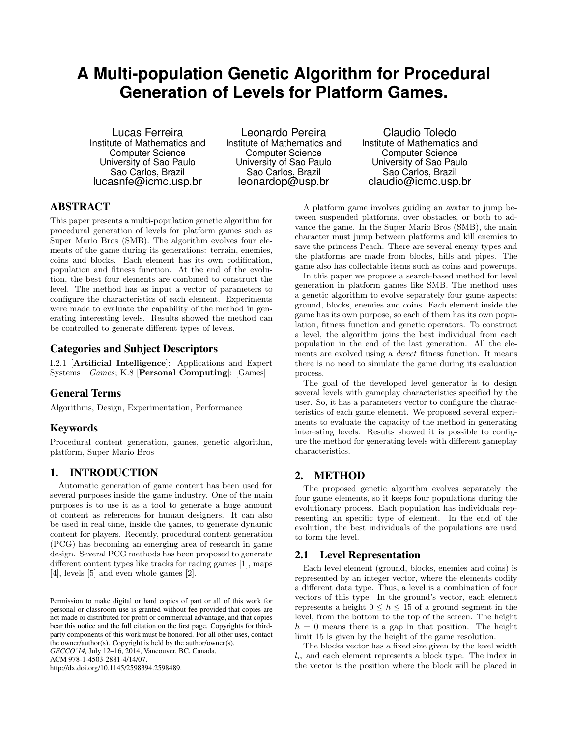# A Multi-population Genetic Algorithm for Procedural Generation of Levels for Platform Games.

Lucas Ferreira
Institute of Mathematics and Computer Science
University of Sao Paulo
Sao Carlos, Brazil
lucasnfe@icmc.usp.br

Leonardo Pereira
Institute of Mathematics and Computer Science
University of Sao Paulo
Sao Carlos, Brazil
leonardop@usp.br

Claudio Toledo
Institute of Mathematics and Computer Science
University of Sao Paulo
Sao Carlos, Brazil
claudio@icmc.usp.br

## ABSTRACT

This paper presents a multi-population genetic algorithm for procedural generation of levels for platform games such as Super Mario Bros (SMB). The algorithm evolves four elements of the game during its generations: terrain, enemies, coins and blocks. Each element has its own codification, population and fitness function. At the end of the evolution, the best four elements are combined to construct the level. The method has as input a vector of parameters to configure the characteristics of each element. Experiments were made to evaluate the capability of the method in generating interesting levels. Results showed the method can be controlled to generate different types of levels.

### Categories and Subject Descriptors

I.2.1 [**Artificial Intelligence**]: Applications and Expert Systems—*Games*; K.8 [**Personal Computing**]: [Games]

### General Terms

Algorithms, Design, Experimentation, Performance

### Keywords

Procedural content generation, games, genetic algorithm, platform, Super Mario Bros

## 1. INTRODUCTION

Automatic generation of game content has been used for several purposes inside the game industry. One of the main purposes is to use it as a tool to generate a huge amount of content as references for human designers. It can also be used in real time, inside the games, to generate dynamic content for players. Recently, procedural content generation (PCG) has becoming an emerging area of research in game design. Several PCG methods has been proposed to generate different content types like tracks for racing games [1], maps [4], levels [5] and even whole games [2].

Permission to make digital or hard copies of part or all of this work for personal or classroom use is granted without fee provided that copies are not made or distributed for profit or commercial advantage, and that copies bear this notice and the full citation on the first page. Copyrights for third-party components of this work must be honored. For all other uses, contact the owner/author(s). Copyright is held by the author/owner(s).
*GECCO'14,* July 12–16, 2014, Vancouver, BC, Canada.
ACM 978-1-4503-2881-4/14/07.
http://dx.doi.org/10.1145/2598394.2598489.

A platform game involves guiding an avatar to jump between suspended platforms, over obstacles, or both to advance the game. In the Super Mario Bros (SMB), the main character must jump between platforms and kill enemies to save the princess Peach. There are several enemy types and the platforms are made from blocks, hills and pipes. The game also has collectable items such as coins and powerups.

In this paper we propose a search-based method for level generation in platform games like SMB. The method uses a genetic algorithm to evolve separately four game aspects: ground, blocks, enemies and coins. Each element inside the game has its own purpose, so each of them has its own population, fitness function and genetic operators. To construct a level, the algorithm joins the best individual from each population in the end of the last generation. All the elements are evolved using a *direct* fitness function. It means there is no need to simulate the game during its evaluation process.

The goal of the developed level generator is to design several levels with gameplay characteristics specified by the user. So, it has a parameters vector to configure the characteristics of each game element. We proposed several experiments to evaluate the capacity of the method in generating interesting levels. Results showed it is possible to configure the method for generating levels with different gameplay characteristics.

## 2. METHOD

The proposed genetic algorithm evolves separately the four game elements, so it keeps four populations during the evolutionary process. Each population has individuals representing an specific type of element. In the end of the evolution, the best individuals of the populations are used to form the level.

### 2.1 Level Representation

Each level element (ground, blocks, enemies and coins) is represented by an integer vector, where the elements codify a different data type. Thus, a level is a combination of four vectors of this type. In the ground's vector, each element represents a height $0 \leq h \leq 15$ of a ground segment in the level, from the bottom to the top of the screen. The height $h = 0$ means there is a gap in that position. The height limit 15 is given by the height of the game resolution.

The blocks vector has a fixed size given by the level width $l_w$ and each element represents a block type. The index in the vector is the position where the block will be placed in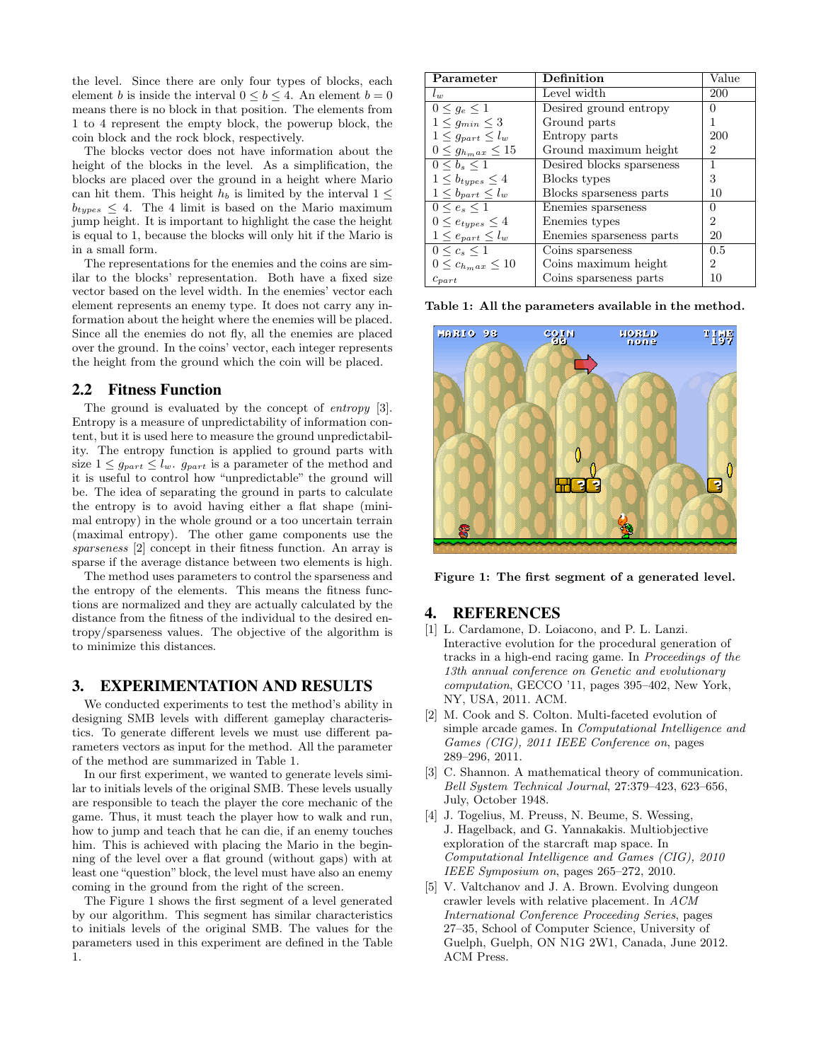the level. Since there are only four types of blocks, each element $b$ is inside the interval $0 \leq b \leq 4$. An element $b = 0$ means there is no block in that position. The elements from 1 to 4 represent the empty block, the powerup block, the coin block and the rock block, respectively.

The blocks vector does not have information about the height of the blocks in the level. As a simplification, the blocks are placed over the ground in a height where Mario can hit them. This height $h_b$ is limited by the interval $1 \leq b_{types} \leq 4$. The 4 limit is based on the Mario maximum jump height. It is important to highlight the case the height is equal to 1, because the blocks will only hit if the Mario is in a small form.

The representations for the enemies and the coins are similar to the blocks' representation. Both have a fixed size vector based on the level width. In the enemies' vector each element represents an enemy type. It does not carry any information about the height where the enemies will be placed. Since all the enemies do not fly, all the enemies are placed over the ground. In the coins' vector, each integer represents the height from the ground which the coin will be placed.

## 2.2 Fitness Function

The ground is evaluated by the concept of *entropy* [3]. Entropy is a measure of unpredictability of information content, but it is used here to measure the ground unpredictability. The entropy function is applied to ground parts with size $1 \leq g_{part} \leq l_w$. $g_{part}$ is a parameter of the method and it is useful to control how "unpredictable" the ground will be. The idea of separating the ground in parts to calculate the entropy is to avoid having either a flat shape (minimal entropy) in the whole ground or a too uncertain terrain (maximal entropy). The other game components use the *sparseness* [2] concept in their fitness function. An array is sparse if the average distance between two elements is high.

The method uses parameters to control the sparseness and the entropy of the elements. This means the fitness functions are normalized and they are actually calculated by the distance from the fitness of the individual to the desired entropy/sparseness values. The objective of the algorithm is to minimize this distances.

# 3. EXPERIMENTATION AND RESULTS

We conducted experiments to test the method's ability in designing SMB levels with different gameplay characteristics. To generate different levels we must use different parameters vectors as input for the method. All the parameter of the method are summarized in Table 1.

In our first experiment, we wanted to generate levels similar to initials levels of the original SMB. These levels usually are responsible to teach the player the core mechanic of the game. Thus, it must teach the player how to walk and run, how to jump and teach that he can die, if an enemy touches him. This is achieved with placing the Mario in the beginning of the level over a flat ground (without gaps) with at least one "question" block, the level must have also an enemy coming in the ground from the right of the screen.

The Figure 1 shows the first segment of a level generated by our algorithm. This segment has similar characteristics to initials levels of the original SMB. The values for the parameters used in this experiment are defined in the Table 1.

| Parameter | Definition | Value |
|---|---|---|
| $l_w$ | Level width | 200 |
| $0 \leq g_e \leq 1$ | Desired ground entropy | 0 |
| $1 \leq g_{min} \leq 3$ | Ground parts | 1 |
| $1 \leq g_{part} \leq l_w$ | Entropy parts | 200 |
| $0 \leq g_{h_max} \leq 15$ | Ground maximum height | 2 |
| $0 \leq b_s \leq 1$ | Desired blocks sparseness | 1 |
| $1 \leq b_{types} \leq 4$ | Blocks types | 3 |
| $1 \leq b_{part} \leq l_w$ | Blocks sparseness parts | 10 |
| $0 \leq e_s \leq 1$ | Enemies sparseness | 0 |
| $0 \leq e_{types} \leq 4$ | Enemies types | 2 |
| $1 \leq e_{part} \leq l_w$ | Enemies sparseness parts | 20 |
| $0 \leq c_s \leq 1$ | Coins sparseness | 0.5 |
| $0 \leq c_{h_max} \leq 10$ | Coins maximum height | 2 |
| $c_{part}$ | Coins sparseness parts | 10 |

**Table 1: All the parameters available in the method.**

**Figure 1: The first segment of a generated level.**

# 4. REFERENCES

[1] L. Cardamone, D. Loiacono, and P. L. Lanzi. Interactive evolution for the procedural generation of tracks in a high-end racing game. In *Proceedings of the 13th annual conference on Genetic and evolutionary computation*, GECCO '11, pages 395–402, New York, NY, USA, 2011. ACM.

[2] M. Cook and S. Colton. Multi-faceted evolution of simple arcade games. In *Computational Intelligence and Games (CIG), 2011 IEEE Conference on*, pages 289–296, 2011.

[3] C. Shannon. A mathematical theory of communication. *Bell System Technical Journal*, 27:379–423, 623–656, July, October 1948.

[4] J. Togelius, M. Preuss, N. Beume, S. Wessing, J. Hagelback, and G. Yannakakis. Multiobjective exploration of the starcraft map space. In *Computational Intelligence and Games (CIG), 2010 IEEE Symposium on*, pages 265–272, 2010.

[5] V. Valtchanov and J. A. Brown. Evolving dungeon crawler levels with relative placement. In *ACM International Conference Proceeding Series*, pages 27–35, School of Computer Science, University of Guelph, Guelph, ON N1G 2W1, Canada, June 2012. ACM Press.